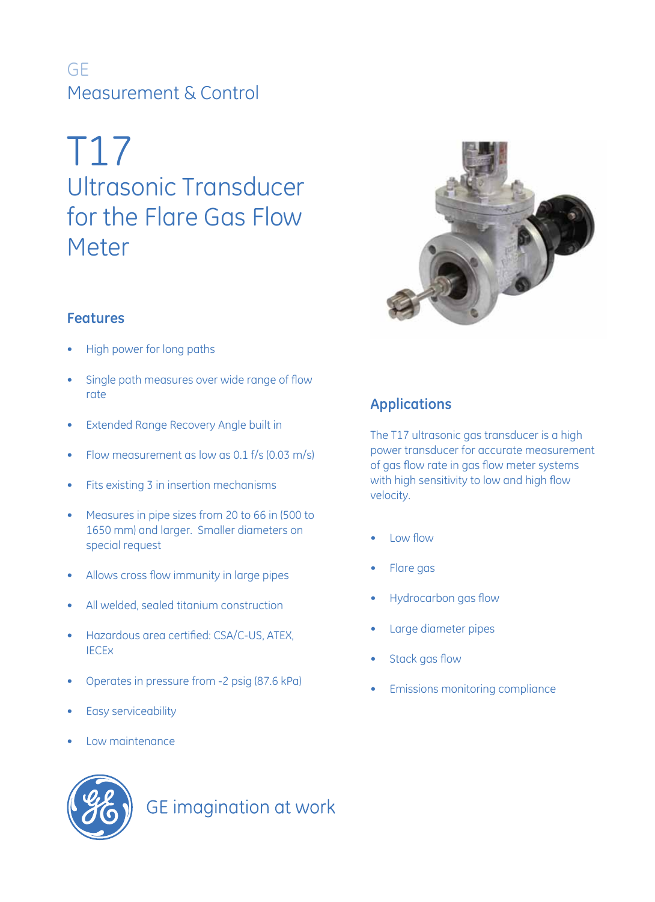GE
Measurement & Control

# T17
## Ultrasonic Transducer for the Flare Gas Flow Meter

### Features

- High power for long paths
- Single path measures over wide range of flow rate
- Extended Range Recovery Angle built in
- Flow measurement as low as 0.1 f/s (0.03 m/s)
- Fits existing 3 in insertion mechanisms
- Measures in pipe sizes from 20 to 66 in (500 to 1650 mm) and larger. Smaller diameters on special request
- Allows cross flow immunity in large pipes
- All welded, sealed titanium construction
- Hazardous area certified: CSA/C-US, ATEX, IECEx
- Operates in pressure from -2 psig (87.6 kPa)
- Easy serviceability
- Low maintenance

### Applications

The T17 ultrasonic gas transducer is a high power transducer for accurate measurement of gas flow rate in gas flow meter systems with high sensitivity to low and high flow velocity.

- Low flow
- Flare gas
- Hydrocarbon gas flow
- Large diameter pipes
- Stack gas flow
- Emissions monitoring compliance

GE imagination at work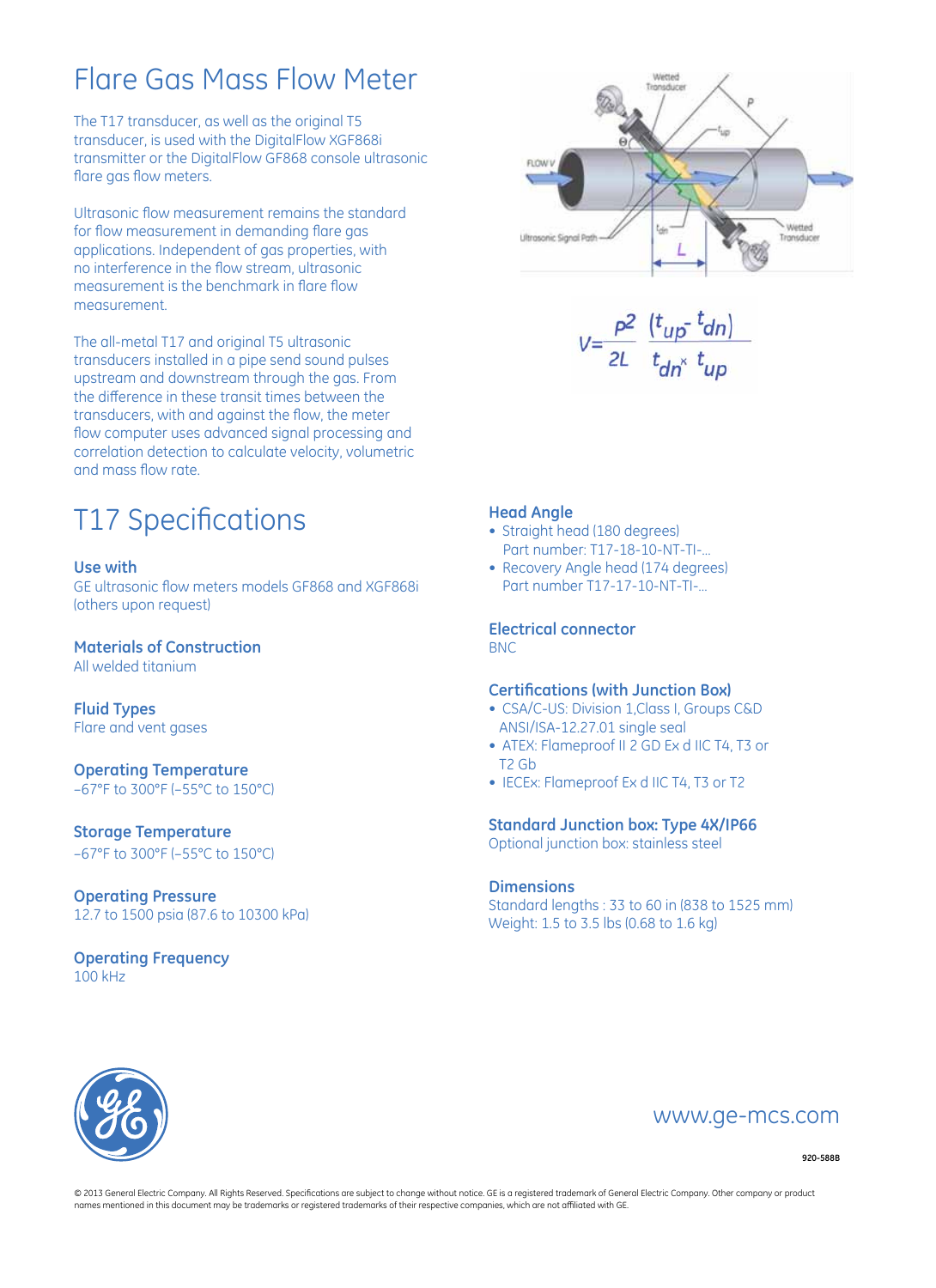# Flare Gas Mass Flow Meter

The T17 transducer, as well as the original T5 transducer, is used with the DigitalFlow XGF868i transmitter or the DigitalFlow GF868 console ultrasonic flare gas flow meters.

Ultrasonic flow measurement remains the standard for flow measurement in demanding flare gas applications. Independent of gas properties, with no interference in the flow stream, ultrasonic measurement is the benchmark in flare flow measurement.

The all-metal T17 and original T5 ultrasonic transducers installed in a pipe send sound pulses upstream and downstream through the gas. From the difference in these transit times between the transducers, with and against the flow, the meter flow computer uses advanced signal processing and correlation detection to calculate velocity, volumetric and mass flow rate.

Wetted Transducer

P

$t_{up}$

$\Theta$

FLOW V

Ultrasonic Signal Path

$t_{dn}$

L

Wetted Transducer

$$V = \frac{P^2}{2L} \frac{(t_{up} - t_{dn})}{t_{dn} \times t_{up}}$$

## T17 Specifications

### Use with
GE ultrasonic flow meters models GF868 and XGF868i (others upon request)

### Materials of Construction
All welded titanium

### Fluid Types
Flare and vent gases

### Operating Temperature
–67°F to 300°F (–55°C to 150°C)

### Storage Temperature
–67°F to 300°F (–55°C to 150°C)

### Operating Pressure
12.7 to 1500 psia (87.6 to 10300 kPa)

### Operating Frequency
100 kHz

### Head Angle
- Straight head (180 degrees)
  Part number: T17-18-10-NT-TI-...
- Recovery Angle head (174 degrees)
  Part number T17-17-10-NT-TI-...

### Electrical connector
BNC

### Certifications (with Junction Box)
- CSA/C-US: Division 1,Class I, Groups C&D ANSI/ISA-12.27.01 single seal
- ATEX: Flameproof II 2 GD Ex d IIC T4, T3 or T2 Gb
- IECEx: Flameproof Ex d IIC T4, T3 or T2

### Standard Junction box: Type 4X/IP66
Optional junction box: stainless steel

### Dimensions
Standard lengths : 33 to 60 in (838 to 1525 mm)
Weight: 1.5 to 3.5 lbs (0.68 to 1.6 kg)

www.ge-mcs.com

920-588B

© 2013 General Electric Company. All Rights Reserved. Specifications are subject to change without notice. GE is a registered trademark of General Electric Company. Other company or product names mentioned in this document may be trademarks or registered trademarks of their respective companies, which are not affiliated with GE.